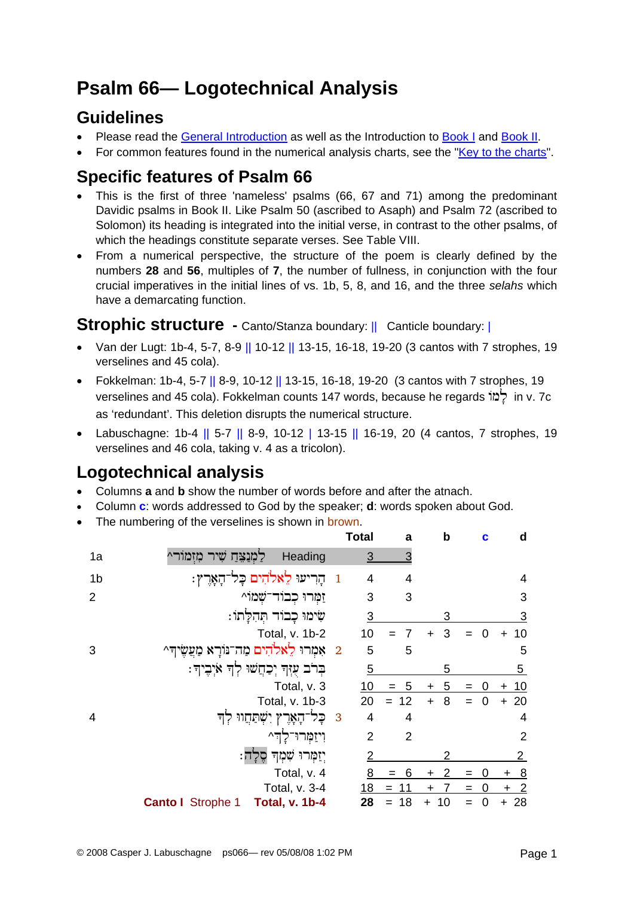# Psalm 66— Logotechnical Analysis

## Guidelines

- Please read the General Introduction as well as the Introduction to Book I and Book II.
- For common features found in the numerical analysis charts, see the "Key to the charts".

## Specific features of Psalm 66

- This is the first of three 'nameless' psalms (66, 67 and 71) among the predominant Davidic psalms in Book II. Like Psalm 50 (ascribed to Asaph) and Psalm 72 (ascribed to Solomon) its heading is integrated into the initial verse, in contrast to the other psalms, of which the headings constitute separate verses. See Table VIII.
- From a numerical perspective, the structure of the poem is clearly defined by the numbers **28** and **56**, multiples of **7**, the number of fullness, in conjunction with the four crucial imperatives in the initial lines of vs. 1b, 5, 8, and 16, and the three *selahs* which have a demarcating function.

## Strophic structure - Canto/Stanza boundary: || Canticle boundary: |

- Van der Lugt: 1b-4, 5-7, 8-9 || 10-12 || 13-15, 16-18, 19-20 (3 cantos with 7 strophes, 19 verselines and 45 cola).
- Fokkelman: 1b-4, 5-7 || 8-9, 10-12 || 13-15, 16-18, 19-20 (3 cantos with 7 strophes, 19 verselines and 45 cola). Fokkelman counts 147 words, because he regards לְמוֹ in v. 7c as 'redundant'. This deletion disrupts the numerical structure.
- Labuschagne: 1b-4 || 5-7 || 8-9, 10-12 | 13-15 || 16-19, 20 (4 cantos, 7 strophes, 19 verselines and 46 cola, taking v. 4 as a tricolon).

## Logotechnical analysis

- Columns **a** and **b** show the number of words before and after the atnach.
- Column **c**: words addressed to God by the speaker; **d**: words spoken about God.
- The numbering of the verselines is shown in brown.

| | | | Total | | a | | b | | c | | d |
|---|---|---|---|---|---|---|---|---|---|---|---|
| 1a | לַמְנַצֵּחַ שִׁיר מִזְמוֹר^ Heading | | 3 | | 3 | | | | | | |
| 1b | הָרִיעוּ לֵאלֹהִים כָּל־הָאָרֶץ׃ | 1 | 4 | | 4 | | | | | | 4 |
| 2 | זַמְּרוּ כְבוֹד־שְׁמוֹ^ | | 3 | | 3 | | | | | | 3 |
| | שִׂימוּ כָבוֹד תְּהִלָּתוֹ׃ | | 3 | | | | 3 | | | | 3 |
| | Total, v. 1b-2 | | 10 | = | 7 | + | 3 | = | 0 | + | 10 |
| 3 | אִמְרוּ לֵאלֹהִים מַה־נּוֹרָא מַעֲשֶׂיךָ^ | 2 | 5 | | 5 | | | | | | 5 |
| | בְּרֹב עֻזְּךָ יְכַחֲשׁוּ לְךָ אֹיְבֶיךָ׃ | | 5 | | | | 5 | | | | 5 |
| | Total, v. 3 | | 10 | = | 5 | + | 5 | = | 0 | + | 10 |
| | Total, v. 1b-3 | | 20 | = | 12 | + | 8 | = | 0 | + | 20 |
| 4 | כָּל־הָאָרֶץ יִשְׁתַּחֲווּ לְךָ | 3 | 4 | | 4 | | | | | | 4 |
| | וִיזַמְּרוּ־לָךְ^ | | 2 | | 2 | | | | | | 2 |
| | יְזַמְּרוּ שִׁמְךָ סֶלָה׃ | | 2 | | | | 2 | | | | 2 |
| | Total, v. 4 | | 8 | = | 6 | + | 2 | = | 0 | + | 8 |
| | Total, v. 3-4 | | 18 | = | 11 | + | 7 | = | 0 | + | 2 |
| **Canto I** Strophe 1 | **Total, v. 1b-4** | | **28** | = | 18 | + | 10 | = | 0 | + | 28 |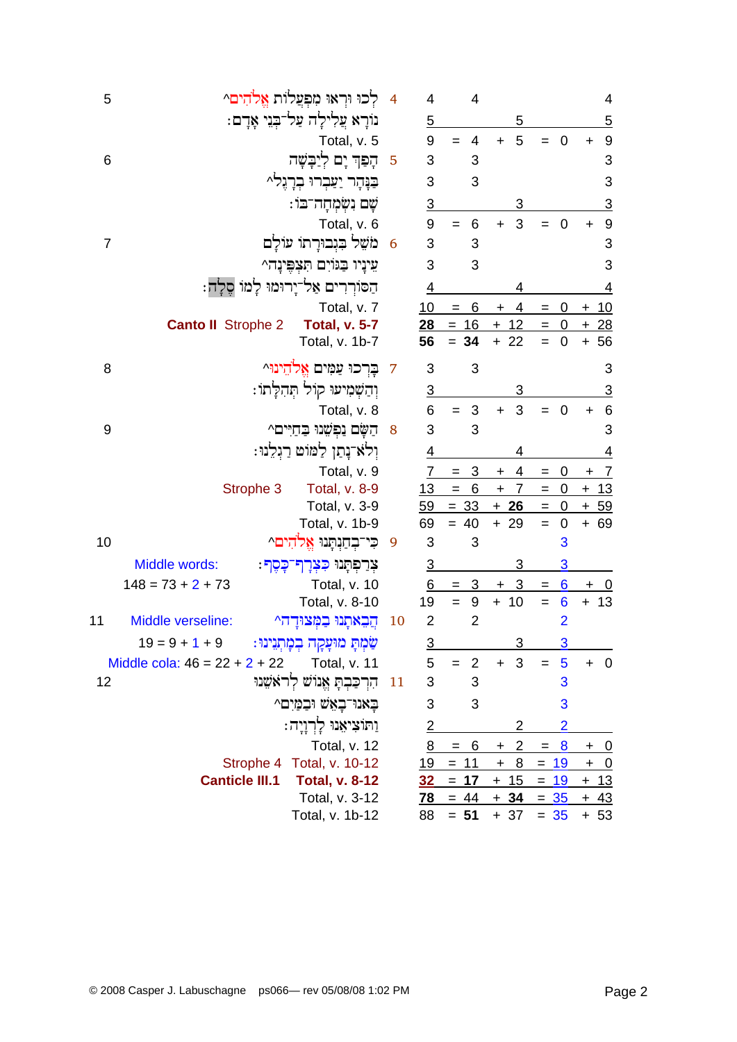| | | | | | | | | | | | | |
|---|---|---|---|---|---|---|---|---|---|---|---|---|
| 5 | | לְכוּ וּרְאוּ מִפְעֲלוֹת אֱלֹהִים^ | 4 | 4 | | 4 | | | | | | 4 |
| | | נוֹרָא עֲלִילָה עַל־בְּנֵי אָדָם׃ | | 5 | | | | 5 | | | | 5 |
| | | Total, v. 5 | | 9 | = | 4 | + | 5 | = | 0 | + | 9 |
| 6 | | הָפַךְ יָם לְיַבָּשָׁה | 5 | 3 | | 3 | | | | | | 3 |
| | | בַּנָּהָר יַעַבְרוּ בְרָגֶל^ | | 3 | | 3 | | | | | | 3 |
| | | שָׁם נִשְׂמְחָה־בּוֹ׃ | | 3 | | | | 3 | | | | 3 |
| | | Total, v. 6 | | 9 | = | 6 | + | 3 | = | 0 | + | 9 |
| 7 | | מֹשֵׁל בִּגְבוּרָתוֹ עוֹלָם | 6 | 3 | | 3 | | | | | | 3 |
| | | עֵינָיו בַּגּוֹיִם תִּצְפֶּינָה^ | | 3 | | 3 | | | | | | 3 |
| | | הַסּוֹרְרִים אַל־יָרוּמוּ לָמוֹ סֶלָה׃ | | 4 | | | | 4 | | | | 4 |
| | | Total, v. 7 | | 10 | = | 6 | + | 4 | = | 0 | + | 10 |
| | **Canto II** Strophe 2 | **Total, v. 5-7** | | **28** | = | 16 | + | 12 | = | 0 | + | 28 |
| | | Total, v. 1b-7 | | **56** | = | **34** | + | 22 | = | 0 | + | 56 |
| 8 | | בָּרְכוּ עַמִּים אֱלֹהֵינוּ^ | 7 | 3 | | 3 | | | | | | 3 |
| | | וְהַשְׁמִיעוּ קוֹל תְּהִלָּתוֹ׃ | | 3 | | | | 3 | | | | 3 |
| | | Total, v. 8 | | 6 | = | 3 | + | 3 | = | 0 | + | 6 |
| 9 | | הַשָּׂם נַפְשֵׁנוּ בַּחַיִּים^ | 8 | 3 | | 3 | | | | | | 3 |
| | | וְלֹא־נָתַן לַמּוֹט רַגְלֵנוּ׃ | | 4 | | | | 4 | | | | 4 |
| | | Total, v. 9 | | 7 | = | 3 | + | 4 | = | 0 | + | 7 |
| | Strophe 3 | Total, v. 8-9 | | 13 | = | 6 | + | 7 | = | 0 | + | 13 |
| | | Total, v. 3-9 | | 59 | = | 33 | + | **26** | = | 0 | + | 59 |
| | | Total, v. 1b-9 | | 69 | = | 40 | + | 29 | = | 0 | + | 69 |
| 10 | | כִּי־בְחַנְתָּנוּ אֱלֹהִים^ | 9 | 3 | | 3 | | | | 3 | | |
| | Middle words: | צְרַפְתָּנוּ כִּצְרָף־כָּסֶף׃ | | 3 | | | | 3 | | 3 | | |
| | 148 = 73 + 2 + 73 | Total, v. 10 | | 6 | = | 3 | + | 3 | = | 6 | + | 0 |
| | | Total, v. 8-10 | | 19 | = | 9 | + | 10 | = | 6 | + | 13 |
| 11 | Middle verseline: | הֲבֵאתָנוּ בַמְּצוּדָה^ | 10 | 2 | | 2 | | | | 2 | | |
| | 19 = 9 + 1 + 9 | שַׂמְתָּ מוּעָקָה בְמָתְנֵינוּ׃ | | 3 | | | | 3 | | 3 | | |
| | Middle cola: 46 = 22 + 2 + 22 | Total, v. 11 | | 5 | = | 2 | + | 3 | = | 5 | + | 0 |
| 12 | | הִרְכַּבְתָּ אֱנוֹשׁ לְרֹאשֵׁנוּ | 11 | 3 | | 3 | | | | 3 | | |
| | | בָּאנוּ־בָאֵשׁ וּבַמַּיִם^ | | 3 | | 3 | | | | 3 | | |
| | | וַתּוֹצִיאֵנוּ לָרְוָיָה׃ | | 2 | | | | 2 | | 2 | | |
| | | Total, v. 12 | | 8 | = | 6 | + | 2 | = | 8 | + | 0 |
| | Strophe 4 | Total, v. 10-12 | | 19 | = | 11 | + | 8 | = | 19 | + | 0 |
| | **Canticle III.1** | **Total, v. 8-12** | | **32** | = | **17** | + | 15 | = | 19 | + | 13 |
| | | Total, v. 3-12 | | **78** | = | 44 | + | **34** | = | 35 | + | 43 |
| | | Total, v. 1b-12 | | 88 | = | **51** | + | 37 | = | 35 | + | 53 |

© 2008 Casper J. Labuschagne ps066— rev 05/08/08 1:02 PM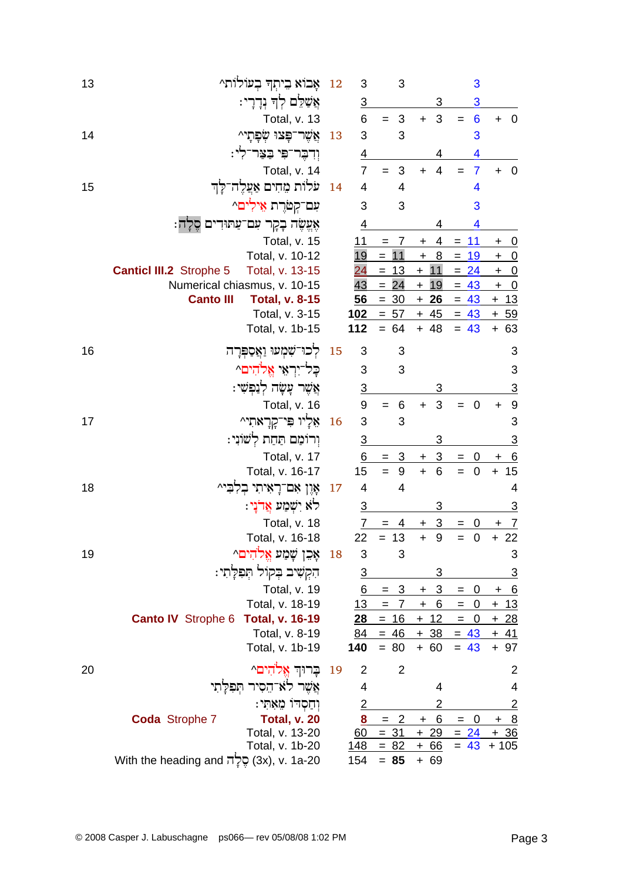| Verse | Text | Colon | Words | | Before atnach | After atnach | | Divine speech / Other | | |
|---|---|---|---|---|---|---|---|---|---|---|
| 13 | ^אָבוֹא בֵיתְךָ בְעוֹלוֹת | 12 | 3 | | 3 | | | 3 | | |
| | אֲשַׁלֵּם לְךָ נְדָרָי׃ | | 3 | | | 3 | | 3 | | |
| | Total, v. 13 | | 6 | = | 3 | + 3 | = | 6 | + | 0 |
| 14 | ^אֲשֶׁר־פָּצוּ שְׂפָתָי | 13 | 3 | | 3 | | | 3 | | |
| | וְדִבֶּר־פִּי בַּצַּר־לִי׃ | | 4 | | | 4 | | 4 | | |
| | Total, v. 14 | | 7 | = | 3 | + 4 | = | 7 | + | 0 |
| 15 | עֹלוֹת מֵחִים אַעֲלֶה־לָּךְ | 14 | 4 | | 4 | | | 4 | | |
| | ^עִם־קְטֹרֶת אֵילִים | | 3 | | 3 | | | 3 | | |
| | אֶעֱשֶׂה בָקָר עִם־עַתּוּדִים סֶלָה׃ | | 4 | | | 4 | | 4 | | |
| | Total, v. 15 | | 11 | = | 7 | + 4 | = | 11 | + | 0 |
| | Total, v. 10-12 | | 19 | = | 11 | + 8 | = | 19 | + | 0 |
| | **Canticl III.2** Strophe 5 — Total, v. 13-15 | | 24 | = | 13 | + 11 | = | 24 | + | 0 |
| | Numerical chiasmus, v. 10-15 | | 43 | = | 24 | + 19 | = | 43 | + | 0 |
| | **Canto III** **Total, v. 8-15** | | **56** | = | 30 | + **26** | = | 43 | + | 13 |
| | Total, v. 3-15 | | **102** | = | 57 | + 45 | = | 43 | + | 59 |
| | Total, v. 1b-15 | | **112** | = | 64 | + 48 | = | 43 | + | 63 |
| 16 | לְכוּ־שִׁמְעוּ וַאֲסַפְּרָה | 15 | 3 | | 3 | | | | | 3 |
| | ^כָּל־יִרְאֵי אֱלֹהִים | | 3 | | 3 | | | | | 3 |
| | אֲשֶׁר עָשָׂה לְנַפְשִׁי׃ | | 3 | | | 3 | | | | 3 |
| | Total, v. 16 | | 9 | = | 6 | + 3 | = | 0 | + | 9 |
| 17 | ^אֵלָיו פִּי־קָרָאתִי | 16 | 3 | | 3 | | | | | 3 |
| | וְרוֹמַם תַּחַת לְשׁוֹנִי׃ | | 3 | | | 3 | | | | 3 |
| | Total, v. 17 | | 6 | = | 3 | + 3 | = | 0 | + | 6 |
| | Total, v. 16-17 | | 15 | = | 9 | + 6 | = | 0 | + | 15 |
| 18 | ^אָוֶן אִם־רָאִיתִי בְלִבִּי | 17 | 4 | | 4 | | | | | 4 |
| | לֹא יִשְׁמַע אֲדֹנָי׃ | | 3 | | | 3 | | | | 3 |
| | Total, v. 18 | | 7 | = | 4 | + 3 | = | 0 | + | 7 |
| | Total, v. 16-18 | | 22 | = | 13 | + 9 | = | 0 | + | 22 |
| 19 | ^אָכֵן שָׁמַע אֱלֹהִים | 18 | 3 | | 3 | | | | | 3 |
| | הִקְשִׁיב בְּקוֹל תְּפִלָּתִי׃ | | 3 | | | 3 | | | | 3 |
| | Total, v. 19 | | 6 | = | 3 | + 3 | = | 0 | + | 6 |
| | Total, v. 18-19 | | 13 | = | 7 | + 6 | = | 0 | + | 13 |
| | **Canto IV** Strophe 6 **Total, v. 16-19** | | **28** | = | 16 | + 12 | = | 0 | + | 28 |
| | Total, v. 8-19 | | 84 | = | 46 | + 38 | = | 43 | + | 41 |
| | Total, v. 1b-19 | | **140** | = | 80 | + 60 | = | 43 | + | 97 |
| 20 | ^בָּרוּךְ אֱלֹהִים | 19 | 2 | | 2 | | | | | 2 |
| | אֲשֶׁר לֹא־הֵסִיר תְּפִלָּתִי | | 4 | | | 4 | | | | 4 |
| | וְחַסְדּוֹ מֵאִתִּי׃ | | 2 | | | 2 | | | | 2 |
| | **Coda** Strophe 7 **Total, v. 20** | | **8** | = | 2 | + 6 | = | 0 | + | 8 |
| | Total, v. 13-20 | | 60 | = | 31 | + 29 | = | 24 | + | 36 |
| | Total, v. 1b-20 | | 148 | = | 82 | + 66 | = | 43 | + | 105 |
| | With the heading and סֶלָה (3x), v. 1a-20 | | 154 | = | **85** | + 69 | | | | |

© 2008 Casper J. Labuschagne ps066— rev 05/08/08 1:02 PM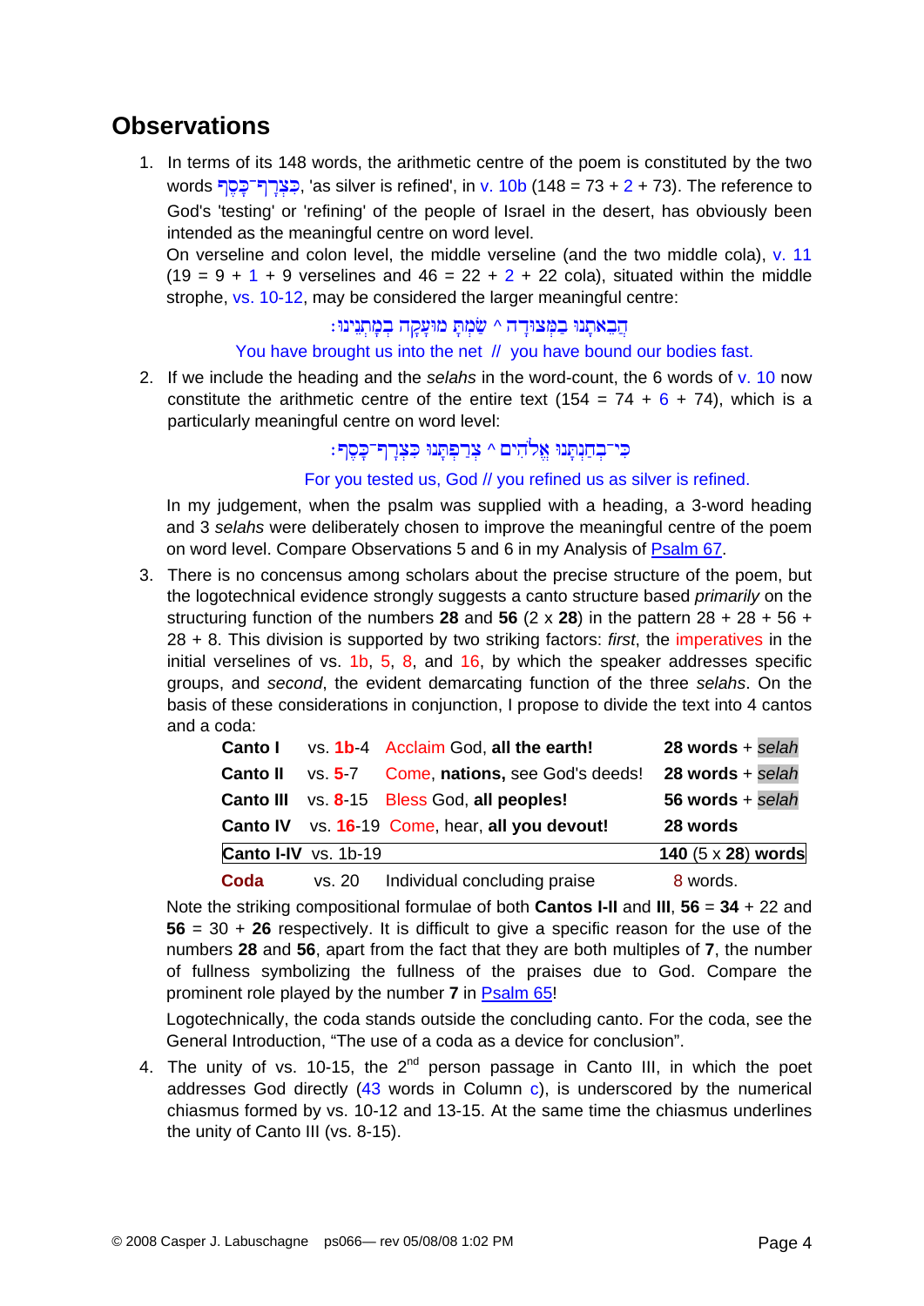## Observations

1. In terms of its 148 words, the arithmetic centre of the poem is constituted by the two words כִּצְרָף־כָּסֶף, 'as silver is refined', in v. 10b (148 = 73 + 2 + 73). The reference to God's 'testing' or 'refining' of the people of Israel in the desert, has obviously been intended as the meaningful centre on word level.

   On verseline and colon level, the middle verseline (and the two middle cola), v. 11 (19 = 9 + 1 + 9 verselines and 46 = 22 + 2 + 22 cola), situated within the middle strophe, vs. 10-12, may be considered the larger meaningful centre:

   הֲבֵאתָנוּ בַמְּצוּדָה ^ שַׂמְתָּ מוּעָקָה בְמָתְנֵינוּ׃

   You have brought us into the net // you have bound our bodies fast.

2. If we include the heading and the *selahs* in the word-count, the 6 words of v. 10 now constitute the arithmetic centre of the entire text (154 = 74 + 6 + 74), which is a particularly meaningful centre on word level:

   כִּי־בְחַנְתָּנוּ אֱלֹהִים ^ צְרַפְתָּנוּ כִּצְרָף־כָּסֶף׃

   For you tested us, God // you refined us as silver is refined.

   In my judgement, when the psalm was supplied with a heading, a 3-word heading and 3 *selahs* were deliberately chosen to improve the meaningful centre of the poem on word level. Compare Observations 5 and 6 in my Analysis of Psalm 67.

3. There is no concensus among scholars about the precise structure of the poem, but the logotechnical evidence strongly suggests a canto structure based *primarily* on the structuring function of the numbers **28** and **56** (2 x **28**) in the pattern 28 + 28 + 56 + 28 + 8. This division is supported by two striking factors: *first*, the imperatives in the initial verselines of vs. 1b, 5, 8, and 16, by which the speaker addresses specific groups, and *second*, the evident demarcating function of the three *selahs*. On the basis of these considerations in conjunction, I propose to divide the text into 4 cantos and a coda:

   | | | | |
   |---|---|---|---|
   | **Canto I** | vs. **1b**-4 | Acclaim God, **all the earth!** | **28 words** + *selah* |
   | **Canto II** | vs. **5**-7 | Come, **nations,** see God's deeds! | **28 words** + *selah* |
   | **Canto III** | vs. **8**-15 | Bless God, **all peoples!** | **56 words** + *selah* |
   | **Canto IV** | vs. **16**-19 | Come, hear, **all you devout!** | **28 words** |
   | **Canto I-IV** | vs. 1b-19 | | **140** (5 x **28**) **words** |
   | **Coda** | vs. 20 | Individual concluding praise | 8 words. |

   Note the striking compositional formulae of both **Cantos I-II** and **III**, **56** = **34** + 22 and **56** = 30 + **26** respectively. It is difficult to give a specific reason for the use of the numbers **28** and **56**, apart from the fact that they are both multiples of **7**, the number of fullness symbolizing the fullness of the praises due to God. Compare the prominent role played by the number **7** in Psalm 65!

   Logotechnically, the coda stands outside the concluding canto. For the coda, see the General Introduction, "The use of a coda as a device for conclusion".

4. The unity of vs. 10-15, the 2nd person passage in Canto III, in which the poet addresses God directly (43 words in Column c), is underscored by the numerical chiasmus formed by vs. 10-12 and 13-15. At the same time the chiasmus underlines the unity of Canto III (vs. 8-15).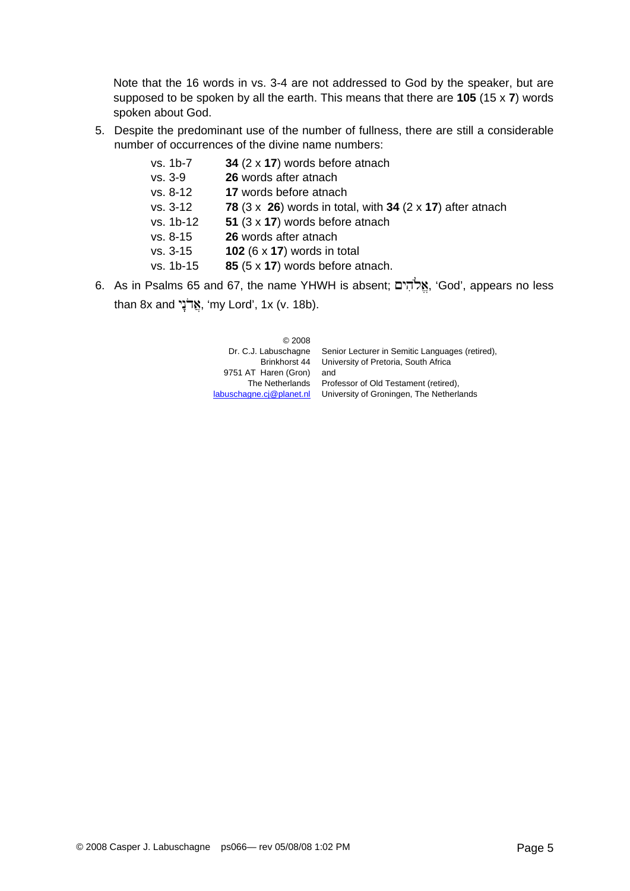Note that the 16 words in vs. 3-4 are not addressed to God by the speaker, but are supposed to be spoken by all the earth. This means that there are **105** (15 x **7**) words spoken about God.

5. Despite the predominant use of the number of fullness, there are still a considerable number of occurrences of the divine name numbers:

| | |
|---|---|
| vs. 1b-7 | **34** (2 x **17**) words before atnach |
| vs. 3-9 | **26** words after atnach |
| vs. 8-12 | **17** words before atnach |
| vs. 3-12 | **78** (3 x **26**) words in total, with **34** (2 x **17**) after atnach |
| vs. 1b-12 | **51** (3 x **17**) words before atnach |
| vs. 8-15 | **26** words after atnach |
| vs. 3-15 | **102** (6 x **17**) words in total |
| vs. 1b-15 | **85** (5 x **17**) words before atnach. |

6. As in Psalms 65 and 67, the name YHWH is absent; אֱלֹהִים, 'God', appears no less than 8x and אֲדֹנָי, 'my Lord', 1x (v. 18b).

© 2008
Dr. C.J. Labuschagne
Brinkhorst 44
9751 AT Haren (Gron)
The Netherlands
labuschagne.cj@planet.nl

Senior Lecturer in Semitic Languages (retired),
University of Pretoria, South Africa
and
Professor of Old Testament (retired),
University of Groningen, The Netherlands